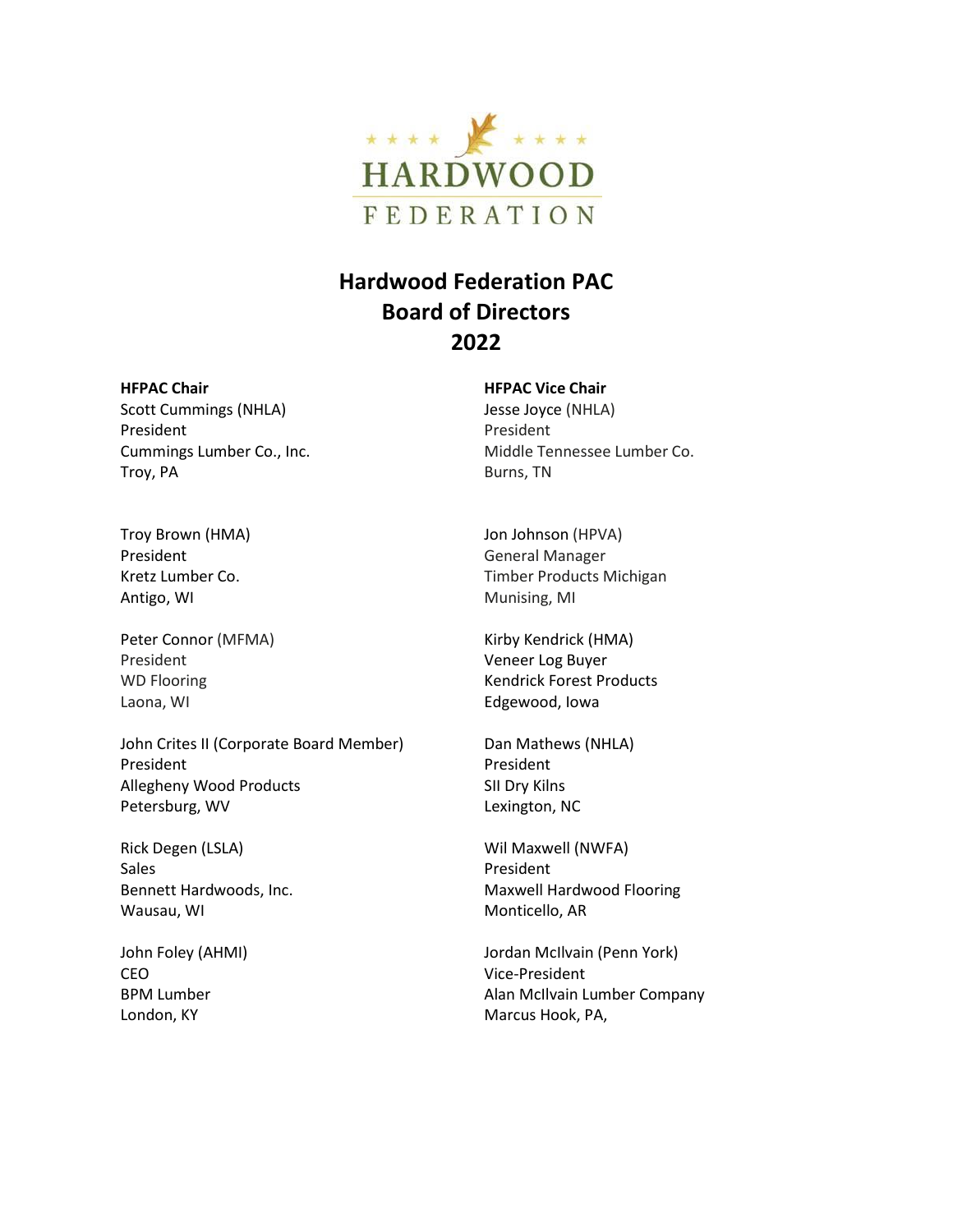HARDWOOD FEDERATION

# Hardwood Federation PAC Board of Directors 2022

**HFPAC Chair**
Scott Cummings (NHLA)
President
Cummings Lumber Co., Inc.
Troy, PA

**HFPAC Vice Chair**
Jesse Joyce (NHLA)
President
Middle Tennessee Lumber Co.
Burns, TN

Troy Brown (HMA)
President
Kretz Lumber Co.
Antigo, WI

Peter Connor (MFMA)
President
WD Flooring
Laona, WI

John Crites II (Corporate Board Member)
President
Allegheny Wood Products
Petersburg, WV

Rick Degen (LSLA)
Sales
Bennett Hardwoods, Inc.
Wausau, WI

John Foley (AHMI)
CEO
BPM Lumber
London, KY

Jon Johnson (HPVA)
General Manager
Timber Products Michigan
Munising, MI

Kirby Kendrick (HMA)
Veneer Log Buyer
Kendrick Forest Products
Edgewood, Iowa

Dan Mathews (NHLA)
President
SII Dry Kilns
Lexington, NC

Wil Maxwell (NWFA)
President
Maxwell Hardwood Flooring
Monticello, AR

Jordan McIlvain (Penn York)
Vice-President
Alan McIlvain Lumber Company
Marcus Hook, PA,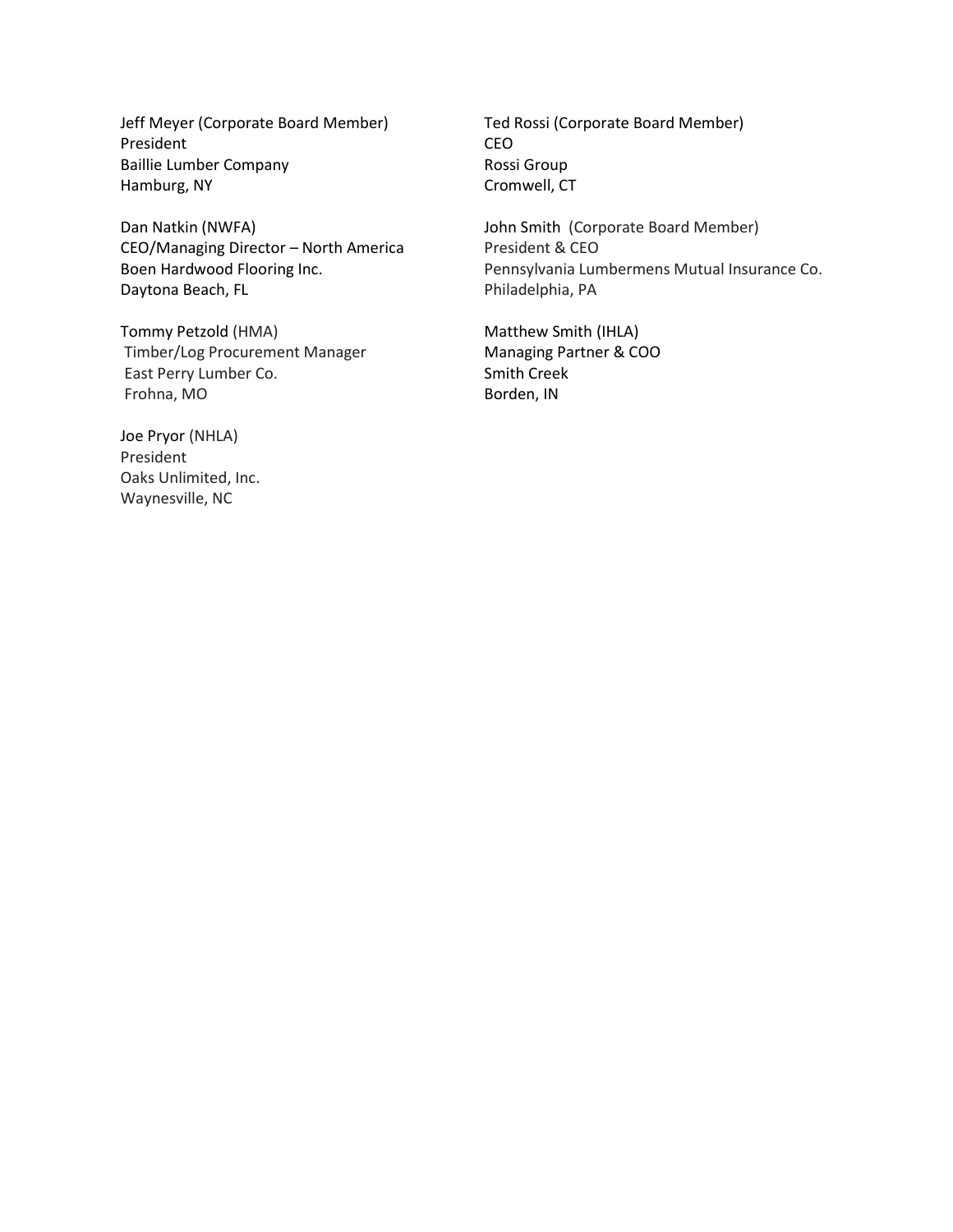Jeff Meyer (Corporate Board Member)
President
Baillie Lumber Company
Hamburg, NY

Dan Natkin (NWFA)
CEO/Managing Director – North America
Boen Hardwood Flooring Inc.
Daytona Beach, FL

Tommy Petzold (HMA)
Timber/Log Procurement Manager
East Perry Lumber Co.
Frohna, MO

Joe Pryor (NHLA)
President
Oaks Unlimited, Inc.
Waynesville, NC

Ted Rossi (Corporate Board Member)
CEO
Rossi Group
Cromwell, CT

John Smith (Corporate Board Member)
President & CEO
Pennsylvania Lumbermens Mutual Insurance Co.
Philadelphia, PA

Matthew Smith (IHLA)
Managing Partner & COO
Smith Creek
Borden, IN